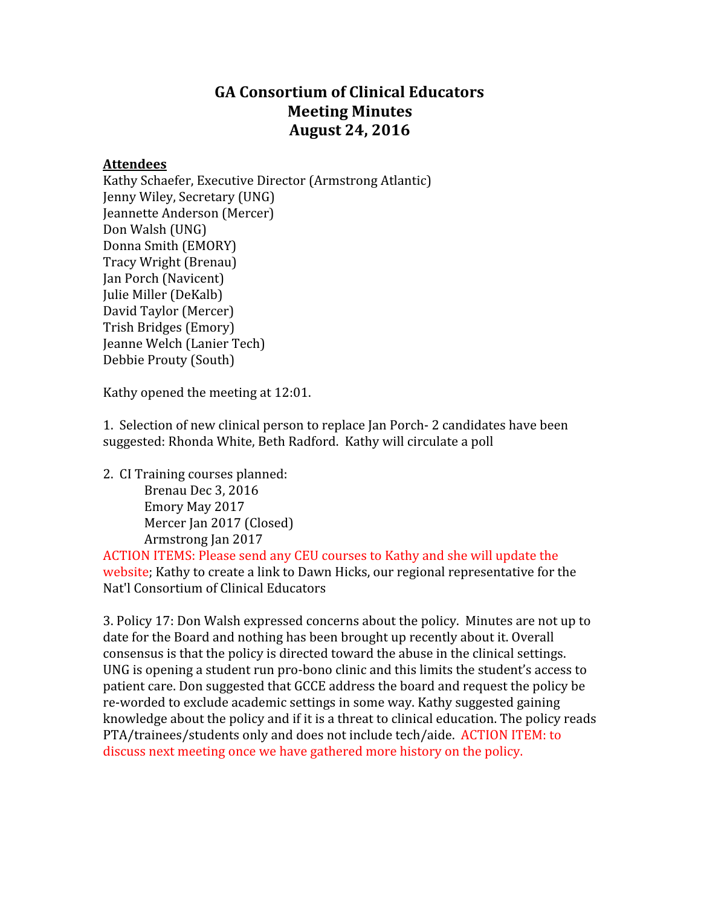# GA Consortium of Clinical Educators
# Meeting Minutes
# August 24, 2016

**Attendees**

Kathy Schaefer, Executive Director (Armstrong Atlantic)
Jenny Wiley, Secretary (UNG)
Jeannette Anderson (Mercer)
Don Walsh (UNG)
Donna Smith (EMORY)
Tracy Wright (Brenau)
Jan Porch (Navicent)
Julie Miller (DeKalb)
David Taylor (Mercer)
Trish Bridges (Emory)
Jeanne Welch (Lanier Tech)
Debbie Prouty (South)

Kathy opened the meeting at 12:01.

1. Selection of new clinical person to replace Jan Porch- 2 candidates have been suggested: Rhonda White, Beth Radford. Kathy will circulate a poll

2. CI Training courses planned:
   - Brenau Dec 3, 2016
   - Emory May 2017
   - Mercer Jan 2017 (Closed)
   - Armstrong Jan 2017

ACTION ITEMS: Please send any CEU courses to Kathy and she will update the website; Kathy to create a link to Dawn Hicks, our regional representative for the Nat'l Consortium of Clinical Educators

3. Policy 17: Don Walsh expressed concerns about the policy. Minutes are not up to date for the Board and nothing has been brought up recently about it. Overall consensus is that the policy is directed toward the abuse in the clinical settings. UNG is opening a student run pro-bono clinic and this limits the student's access to patient care. Don suggested that GCCE address the board and request the policy be re-worded to exclude academic settings in some way. Kathy suggested gaining knowledge about the policy and if it is a threat to clinical education. The policy reads PTA/trainees/students only and does not include tech/aide. ACTION ITEM: to discuss next meeting once we have gathered more history on the policy.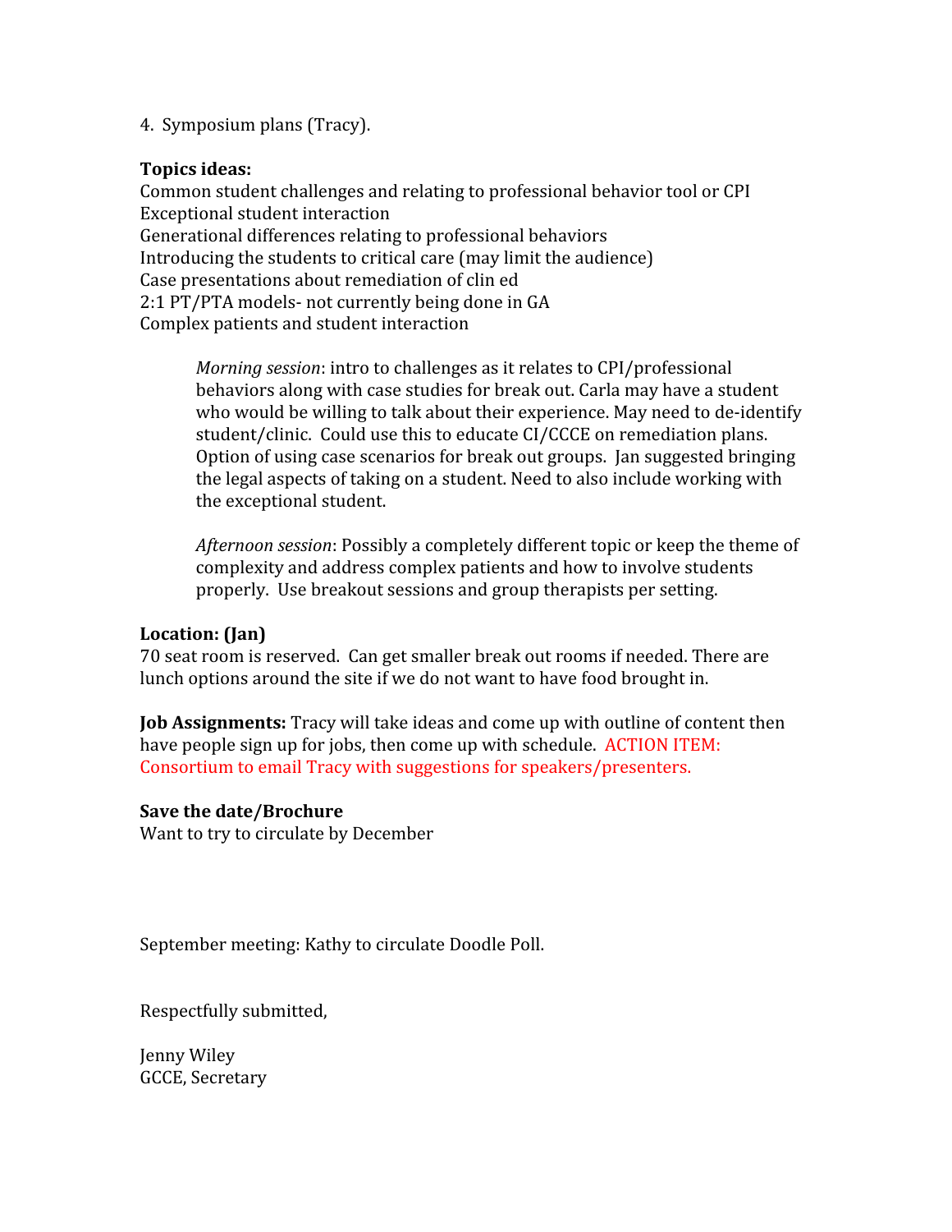4. Symposium plans (Tracy).

**Topics ideas:**

Common student challenges and relating to professional behavior tool or CPI
Exceptional student interaction
Generational differences relating to professional behaviors
Introducing the students to critical care (may limit the audience)
Case presentations about remediation of clin ed
2:1 PT/PTA models- not currently being done in GA
Complex patients and student interaction

> *Morning session*: intro to challenges as it relates to CPI/professional behaviors along with case studies for break out. Carla may have a student who would be willing to talk about their experience. May need to de-identify student/clinic. Could use this to educate CI/CCCE on remediation plans. Option of using case scenarios for break out groups. Jan suggested bringing the legal aspects of taking on a student. Need to also include working with the exceptional student.
>
> *Afternoon session*: Possibly a completely different topic or keep the theme of complexity and address complex patients and how to involve students properly. Use breakout sessions and group therapists per setting.

**Location: (Jan)**

70 seat room is reserved. Can get smaller break out rooms if needed. There are lunch options around the site if we do not want to have food brought in.

**Job Assignments:** Tracy will take ideas and come up with outline of content then have people sign up for jobs, then come up with schedule. ACTION ITEM: Consortium to email Tracy with suggestions for speakers/presenters.

**Save the date/Brochure**

Want to try to circulate by December

September meeting: Kathy to circulate Doodle Poll.

Respectfully submitted,

Jenny Wiley
GCCE, Secretary